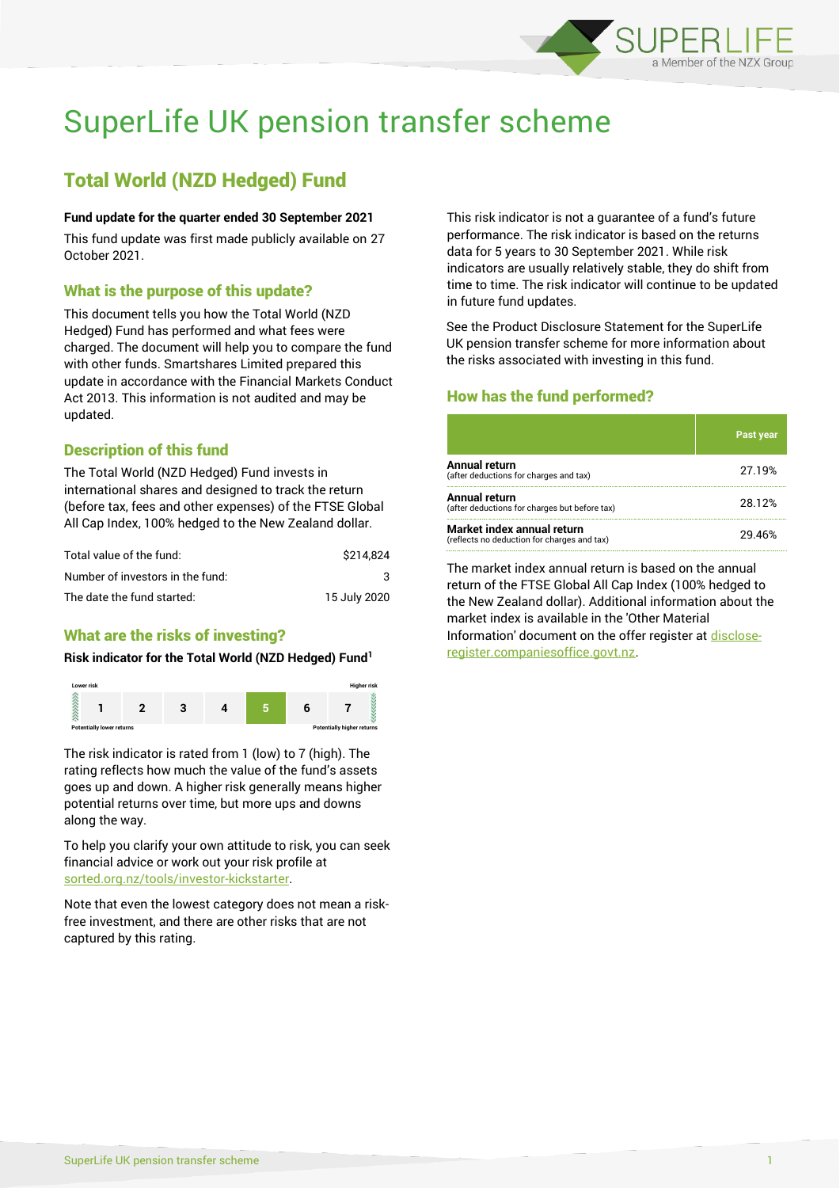# SuperLife UK pension transfer scheme

## Total World (NZD Hedged) Fund

**Fund update for the quarter ended 30 September 2021**

This fund update was first made publicly available on 27 October 2021.

### What is the purpose of this update?

This document tells you how the Total World (NZD Hedged) Fund has performed and what fees were charged. The document will help you to compare the fund with other funds. Smartshares Limited prepared this update in accordance with the Financial Markets Conduct Act 2013. This information is not audited and may be updated.

### Description of this fund

The Total World (NZD Hedged) Fund invests in international shares and designed to track the return (before tax, fees and other expenses) of the FTSE Global All Cap Index, 100% hedged to the New Zealand dollar.

| | |
|---|---|
| Total value of the fund: | $214,824 |
| Number of investors in the fund: | 3 |
| The date the fund started: | 15 July 2020 |

### What are the risks of investing?

**Risk indicator for the Total World (NZD Hedged) Fund[1]**

| Lower risk | | | | | | Higher risk |
|---|---|---|---|---|---|---|
| 1 | 2 | 3 | 4 | **5** | 6 | 7 |
| Potentially lower returns | | | | | | Potentially higher returns |

The risk indicator is rated from 1 (low) to 7 (high). The rating reflects how much the value of the fund's assets goes up and down. A higher risk generally means higher potential returns over time, but more ups and downs along the way.

To help you clarify your own attitude to risk, you can seek financial advice or work out your risk profile at sorted.org.nz/tools/investor-kickstarter.

Note that even the lowest category does not mean a risk-free investment, and there are other risks that are not captured by this rating.

This risk indicator is not a guarantee of a fund's future performance. The risk indicator is based on the returns data for 5 years to 30 September 2021. While risk indicators are usually relatively stable, they do shift from time to time. The risk indicator will continue to be updated in future fund updates.

See the Product Disclosure Statement for the SuperLife UK pension transfer scheme for more information about the risks associated with investing in this fund.

### How has the fund performed?

| | Past year |
|---|---|
| **Annual return** (after deductions for charges and tax) | 27.19% |
| **Annual return** (after deductions for charges but before tax) | 28.12% |
| **Market index annual return** (reflects no deduction for charges and tax) | 29.46% |

The market index annual return is based on the annual return of the FTSE Global All Cap Index (100% hedged to the New Zealand dollar). Additional information about the market index is available in the 'Other Material Information' document on the offer register at disclose-register.companiesoffice.govt.nz.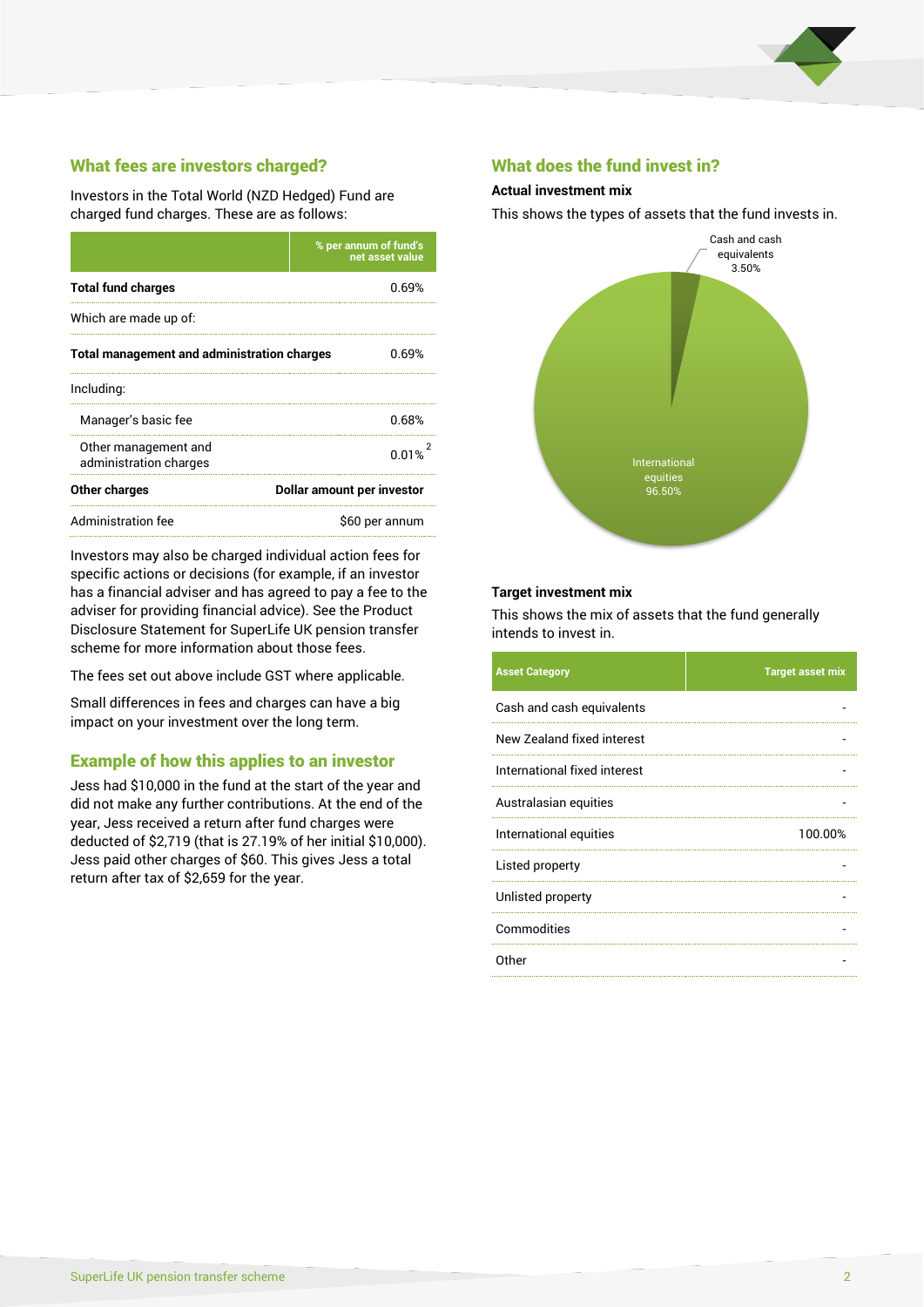## What fees are investors charged?

Investors in the Total World (NZD Hedged) Fund are charged fund charges. These are as follows:

| | % per annum of fund's net asset value |
|---|---|
| **Total fund charges** | 0.69% |
| Which are made up of: | |
| **Total management and administration charges** | 0.69% |
| Including: | |
| Manager's basic fee | 0.68% |
| Other management and administration charges | 0.01% [2] |
| **Other charges** | **Dollar amount per investor** |
| Administration fee | $60 per annum |

Investors may also be charged individual action fees for specific actions or decisions (for example, if an investor has a financial adviser and has agreed to pay a fee to the adviser for providing financial advice). See the Product Disclosure Statement for SuperLife UK pension transfer scheme for more information about those fees.

The fees set out above include GST where applicable.

Small differences in fees and charges can have a big impact on your investment over the long term.

## Example of how this applies to an investor

Jess had $10,000 in the fund at the start of the year and did not make any further contributions. At the end of the year, Jess received a return after fund charges were deducted of $2,719 (that is 27.19% of her initial $10,000). Jess paid other charges of $60. This gives Jess a total return after tax of $2,659 for the year.

## What does the fund invest in?

### Actual investment mix

This shows the types of assets that the fund invests in.

Cash and cash equivalents 3.50%

International equities 96.50%

### Target investment mix

This shows the mix of assets that the fund generally intends to invest in.

| Asset Category | Target asset mix |
|---|---|
| Cash and cash equivalents | - |
| New Zealand fixed interest | - |
| International fixed interest | - |
| Australasian equities | - |
| International equities | 100.00% |
| Listed property | - |
| Unlisted property | - |
| Commodities | - |
| Other | - |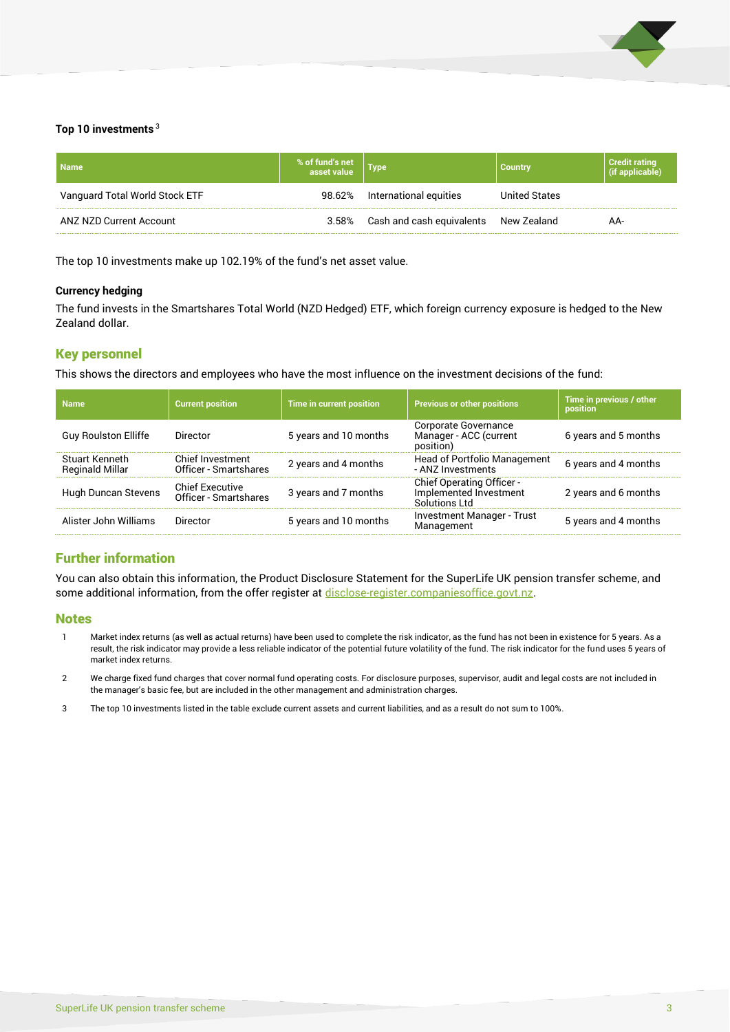**Top 10 investments** [3]

| Name | % of fund's net asset value | Type | Country | Credit rating (if applicable) |
|---|---|---|---|---|
| Vanguard Total World Stock ETF | 98.62% | International equities | United States | |
| ANZ NZD Current Account | 3.58% | Cash and cash equivalents | New Zealand | AA- |

The top 10 investments make up 102.19% of the fund's net asset value.

**Currency hedging**

The fund invests in the Smartshares Total World (NZD Hedged) ETF, which foreign currency exposure is hedged to the New Zealand dollar.

## Key personnel

This shows the directors and employees who have the most influence on the investment decisions of the fund:

| Name | Current position | Time in current position | Previous or other positions | Time in previous / other position |
|---|---|---|---|---|
| Guy Roulston Elliffe | Director | 5 years and 10 months | Corporate Governance Manager - ACC (current position) | 6 years and 5 months |
| Stuart Kenneth Reginald Millar | Chief Investment Officer - Smartshares | 2 years and 4 months | Head of Portfolio Management - ANZ Investments | 6 years and 4 months |
| Hugh Duncan Stevens | Chief Executive Officer - Smartshares | 3 years and 7 months | Chief Operating Officer - Implemented Investment Solutions Ltd | 2 years and 6 months |
| Alister John Williams | Director | 5 years and 10 months | Investment Manager - Trust Management | 5 years and 4 months |

## Further information

You can also obtain this information, the Product Disclosure Statement for the SuperLife UK pension transfer scheme, and some additional information, from the offer register at disclose-register.companiesoffice.govt.nz.

## Notes

1. Market index returns (as well as actual returns) have been used to complete the risk indicator, as the fund has not been in existence for 5 years. As a result, the risk indicator may provide a less reliable indicator of the potential future volatility of the fund. The risk indicator for the fund uses 5 years of market index returns.
2. We charge fixed fund charges that cover normal fund operating costs. For disclosure purposes, supervisor, audit and legal costs are not included in the manager's basic fee, but are included in the other management and administration charges.
3. The top 10 investments listed in the table exclude current assets and current liabilities, and as a result do not sum to 100%.